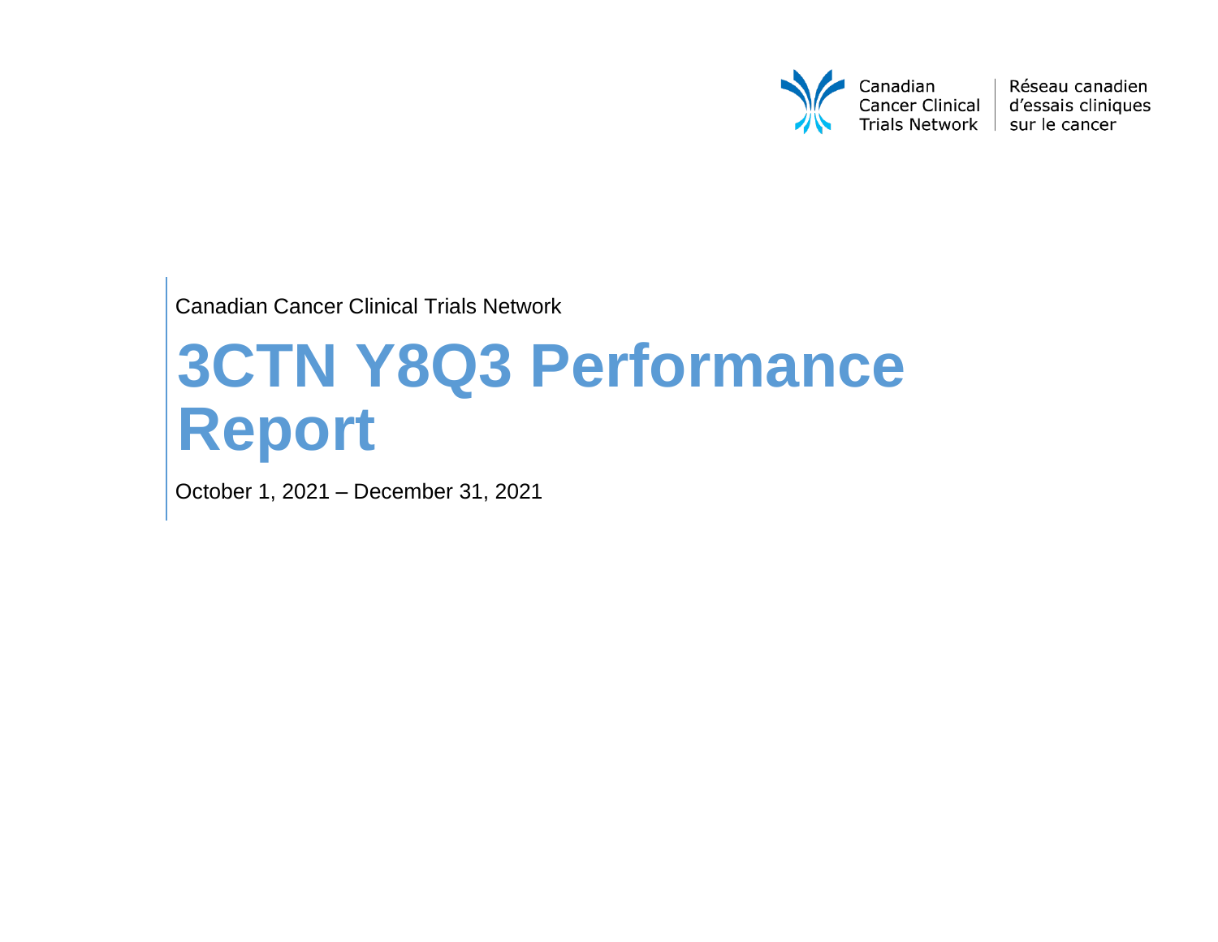Canadian Cancer Clinical Trials Network | Réseau canadien d'essais cliniques sur le cancer

Canadian Cancer Clinical Trials Network

# 3CTN Y8Q3 Performance Report

October 1, 2021 – December 31, 2021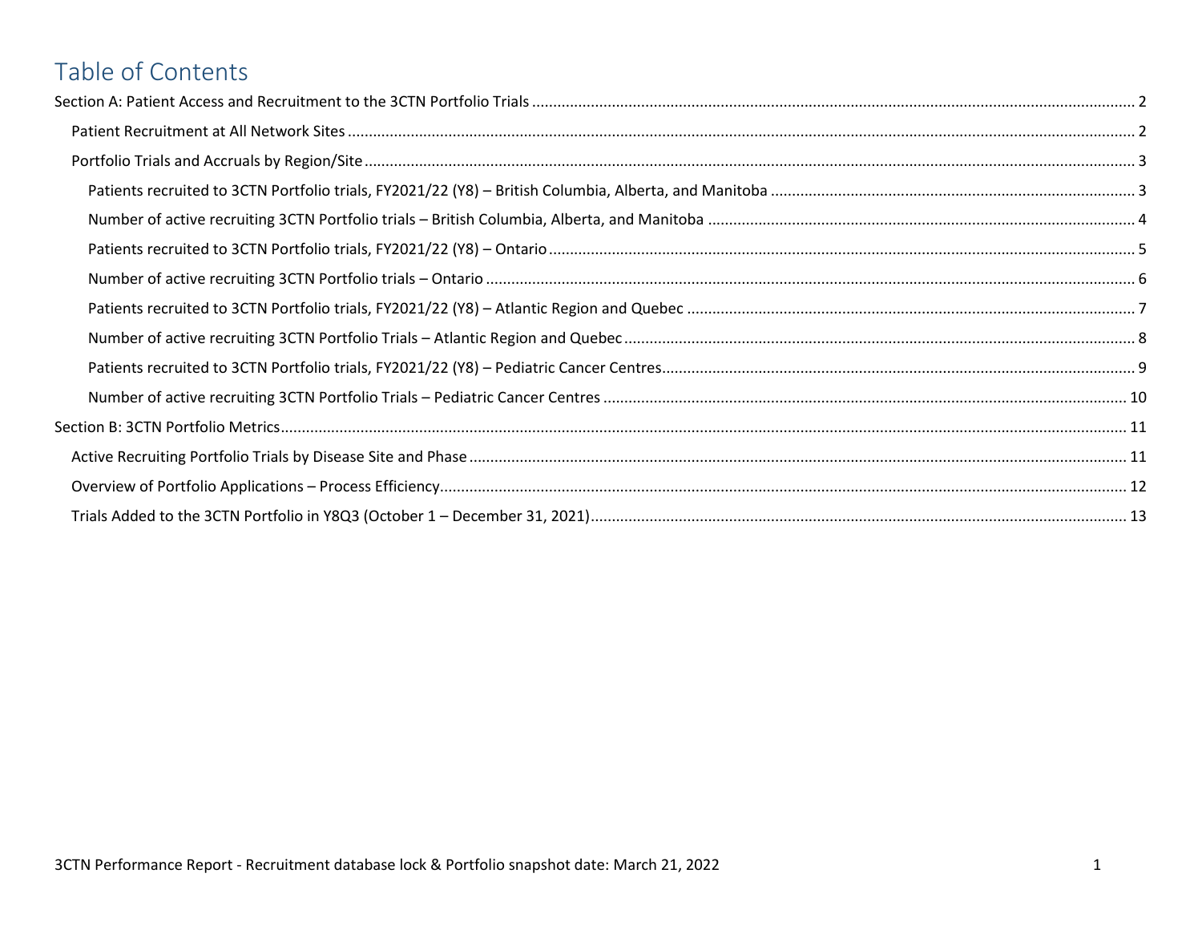# Table of Contents

- Section A: Patient Access and Recruitment to the 3CTN Portfolio Trials ..... 2
  - Patient Recruitment at All Network Sites ..... 2
  - Portfolio Trials and Accruals by Region/Site ..... 3
    - Patients recruited to 3CTN Portfolio trials, FY2021/22 (Y8) – British Columbia, Alberta, and Manitoba ..... 3
    - Number of active recruiting 3CTN Portfolio trials – British Columbia, Alberta, and Manitoba ..... 4
    - Patients recruited to 3CTN Portfolio trials, FY2021/22 (Y8) – Ontario ..... 5
    - Number of active recruiting 3CTN Portfolio trials – Ontario ..... 6
    - Patients recruited to 3CTN Portfolio trials, FY2021/22 (Y8) – Atlantic Region and Quebec ..... 7
    - Number of active recruiting 3CTN Portfolio Trials – Atlantic Region and Quebec ..... 8
    - Patients recruited to 3CTN Portfolio trials, FY2021/22 (Y8) – Pediatric Cancer Centres ..... 9
    - Number of active recruiting 3CTN Portfolio Trials – Pediatric Cancer Centres ..... 10
- Section B: 3CTN Portfolio Metrics ..... 11
  - Active Recruiting Portfolio Trials by Disease Site and Phase ..... 11
  - Overview of Portfolio Applications – Process Efficiency ..... 12
  - Trials Added to the 3CTN Portfolio in Y8Q3 (October 1 – December 31, 2021) ..... 13

3CTN Performance Report - Recruitment database lock & Portfolio snapshot date: March 21, 2022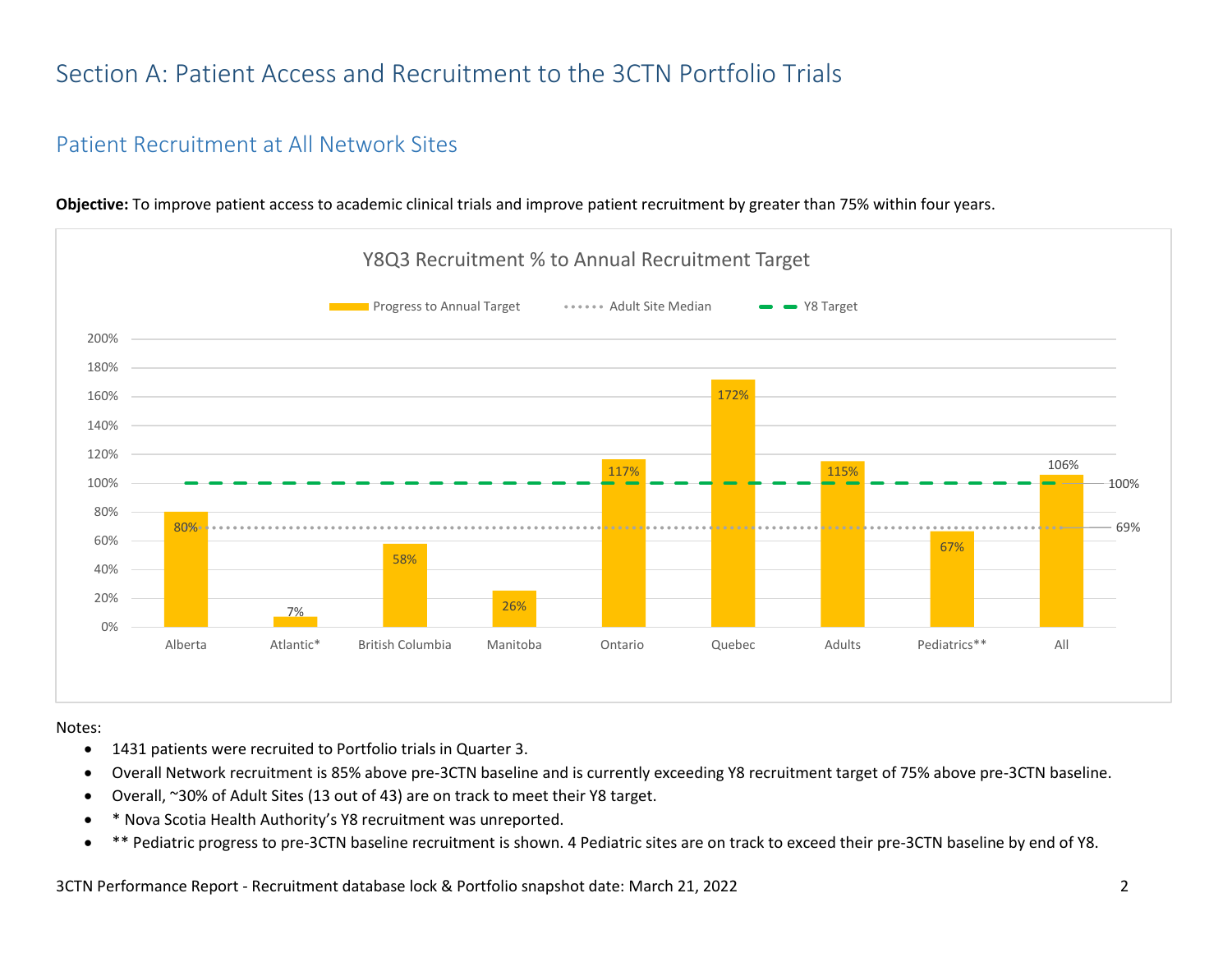# Section A: Patient Access and Recruitment to the 3CTN Portfolio Trials

## Patient Recruitment at All Network Sites

**Objective:** To improve patient access to academic clinical trials and improve patient recruitment by greater than 75% within four years.

Y8Q3 Recruitment % to Annual Recruitment Target

| | Alberta | Atlantic* | British Columbia | Manitoba | Ontario | Quebec | Adults | Pediatrics** | All |
|---|---|---|---|---|---|---|---|---|---|
| Progress to Annual Target | 80% | 7% | 58% | 26% | 117% | 172% | 115% | 67% | 106% |

Adult Site Median: 69%

Y8 Target: 100%

Notes:

- 1431 patients were recruited to Portfolio trials in Quarter 3.
- Overall Network recruitment is 85% above pre-3CTN baseline and is currently exceeding Y8 recruitment target of 75% above pre-3CTN baseline.
- Overall, ~30% of Adult Sites (13 out of 43) are on track to meet their Y8 target.
- * Nova Scotia Health Authority's Y8 recruitment was unreported.
- ** Pediatric progress to pre-3CTN baseline recruitment is shown. 4 Pediatric sites are on track to exceed their pre-3CTN baseline by end of Y8.

3CTN Performance Report - Recruitment database lock & Portfolio snapshot date: March 21, 2022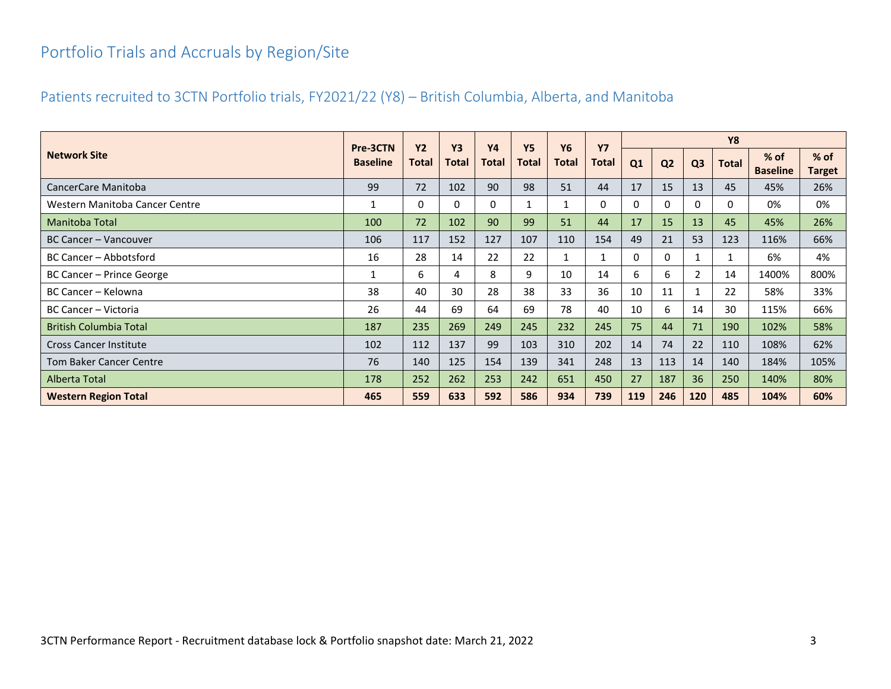# Portfolio Trials and Accruals by Region/Site

## Patients recruited to 3CTN Portfolio trials, FY2021/22 (Y8) – British Columbia, Alberta, and Manitoba

| Network Site | Pre-3CTN Baseline | Y2 Total | Y3 Total | Y4 Total | Y5 Total | Y6 Total | Y7 Total | Y8 | | | | | |
|---|---|---|---|---|---|---|---|---|---|---|---|---|---|
| | | | | | | | | Q1 | Q2 | Q3 | Total | % of Baseline | % of Target |
| CancerCare Manitoba | 99 | 72 | 102 | 90 | 98 | 51 | 44 | 17 | 15 | 13 | 45 | 45% | 26% |
| Western Manitoba Cancer Centre | 1 | 0 | 0 | 0 | 1 | 1 | 0 | 0 | 0 | 0 | 0 | 0% | 0% |
| Manitoba Total | 100 | 72 | 102 | 90 | 99 | 51 | 44 | 17 | 15 | 13 | 45 | 45% | 26% |
| BC Cancer – Vancouver | 106 | 117 | 152 | 127 | 107 | 110 | 154 | 49 | 21 | 53 | 123 | 116% | 66% |
| BC Cancer – Abbotsford | 16 | 28 | 14 | 22 | 22 | 1 | 1 | 0 | 0 | 1 | 1 | 6% | 4% |
| BC Cancer – Prince George | 1 | 6 | 4 | 8 | 9 | 10 | 14 | 6 | 6 | 2 | 14 | 1400% | 800% |
| BC Cancer – Kelowna | 38 | 40 | 30 | 28 | 38 | 33 | 36 | 10 | 11 | 1 | 22 | 58% | 33% |
| BC Cancer – Victoria | 26 | 44 | 69 | 64 | 69 | 78 | 40 | 10 | 6 | 14 | 30 | 115% | 66% |
| British Columbia Total | 187 | 235 | 269 | 249 | 245 | 232 | 245 | 75 | 44 | 71 | 190 | 102% | 58% |
| Cross Cancer Institute | 102 | 112 | 137 | 99 | 103 | 310 | 202 | 14 | 74 | 22 | 110 | 108% | 62% |
| Tom Baker Cancer Centre | 76 | 140 | 125 | 154 | 139 | 341 | 248 | 13 | 113 | 14 | 140 | 184% | 105% |
| Alberta Total | 178 | 252 | 262 | 253 | 242 | 651 | 450 | 27 | 187 | 36 | 250 | 140% | 80% |
| **Western Region Total** | **465** | **559** | **633** | **592** | **586** | **934** | **739** | **119** | **246** | **120** | **485** | **104%** | **60%** |

3CTN Performance Report - Recruitment database lock & Portfolio snapshot date: March 21, 2022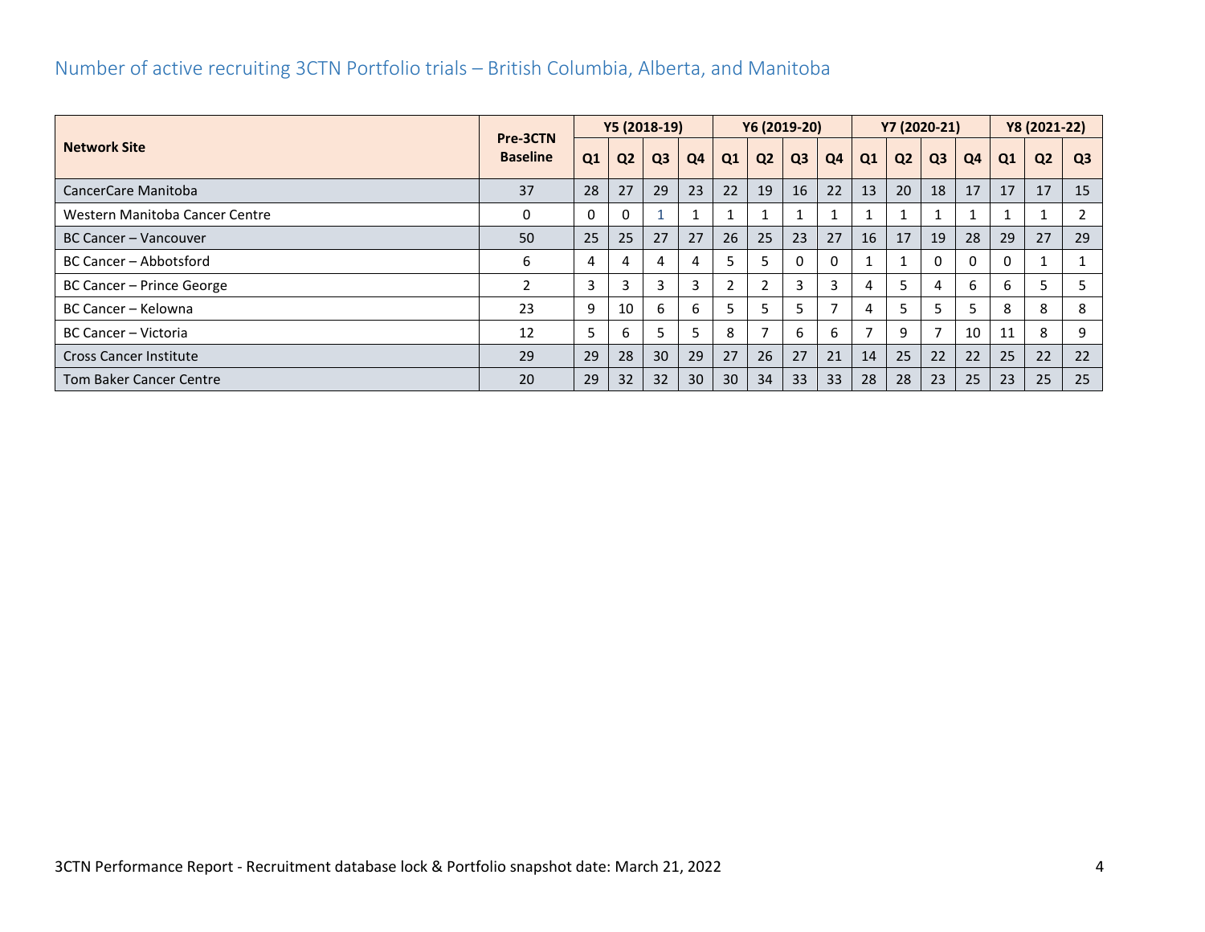## Number of active recruiting 3CTN Portfolio trials – British Columbia, Alberta, and Manitoba

| Network Site | Pre-3CTN Baseline | Y5 (2018-19) | | | | Y6 (2019-20) | | | | Y7 (2020-21) | | | | Y8 (2021-22) | | |
|---|---|---|---|---|---|---|---|---|---|---|---|---|---|---|---|---|
| | | Q1 | Q2 | Q3 | Q4 | Q1 | Q2 | Q3 | Q4 | Q1 | Q2 | Q3 | Q4 | Q1 | Q2 | Q3 |
| CancerCare Manitoba | 37 | 28 | 27 | 29 | 23 | 22 | 19 | 16 | 22 | 13 | 20 | 18 | 17 | 17 | 17 | 15 |
| Western Manitoba Cancer Centre | 0 | 0 | 0 | 1 | 1 | 1 | 1 | 1 | 1 | 1 | 1 | 1 | 1 | 1 | 1 | 2 |
| BC Cancer – Vancouver | 50 | 25 | 25 | 27 | 27 | 26 | 25 | 23 | 27 | 16 | 17 | 19 | 28 | 29 | 27 | 29 |
| BC Cancer – Abbotsford | 6 | 4 | 4 | 4 | 4 | 5 | 5 | 0 | 0 | 1 | 1 | 0 | 0 | 0 | 1 | 1 |
| BC Cancer – Prince George | 2 | 3 | 3 | 3 | 3 | 2 | 2 | 3 | 3 | 4 | 5 | 4 | 6 | 6 | 5 | 5 |
| BC Cancer – Kelowna | 23 | 9 | 10 | 6 | 6 | 5 | 5 | 5 | 7 | 4 | 5 | 5 | 5 | 8 | 8 | 8 |
| BC Cancer – Victoria | 12 | 5 | 6 | 5 | 5 | 8 | 7 | 6 | 6 | 7 | 9 | 7 | 10 | 11 | 8 | 9 |
| Cross Cancer Institute | 29 | 29 | 28 | 30 | 29 | 27 | 26 | 27 | 21 | 14 | 25 | 22 | 22 | 25 | 22 | 22 |
| Tom Baker Cancer Centre | 20 | 29 | 32 | 32 | 30 | 30 | 34 | 33 | 33 | 28 | 28 | 23 | 25 | 23 | 25 | 25 |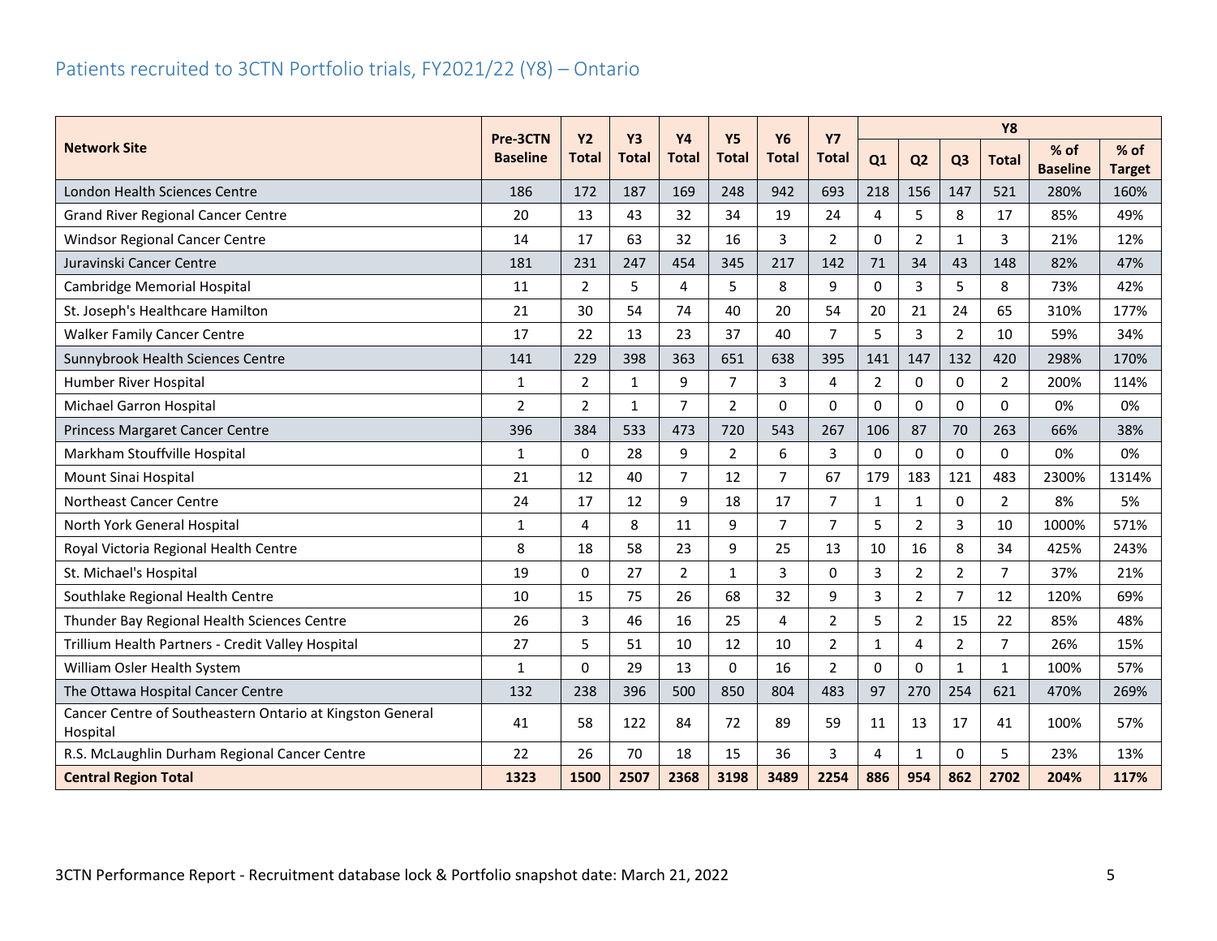## Patients recruited to 3CTN Portfolio trials, FY2021/22 (Y8) – Ontario

| Network Site | Pre-3CTN Baseline | Y2 Total | Y3 Total | Y4 Total | Y5 Total | Y6 Total | Y7 Total | Y8 | | | | | |
|---|---|---|---|---|---|---|---|---|---|---|---|---|---|
| | | | | | | | | Q1 | Q2 | Q3 | Total | % of Baseline | % of Target |
| London Health Sciences Centre | 186 | 172 | 187 | 169 | 248 | 942 | 693 | 218 | 156 | 147 | 521 | 280% | 160% |
| Grand River Regional Cancer Centre | 20 | 13 | 43 | 32 | 34 | 19 | 24 | 4 | 5 | 8 | 17 | 85% | 49% |
| Windsor Regional Cancer Centre | 14 | 17 | 63 | 32 | 16 | 3 | 2 | 0 | 2 | 1 | 3 | 21% | 12% |
| Juravinski Cancer Centre | 181 | 231 | 247 | 454 | 345 | 217 | 142 | 71 | 34 | 43 | 148 | 82% | 47% |
| Cambridge Memorial Hospital | 11 | 2 | 5 | 4 | 5 | 8 | 9 | 0 | 3 | 5 | 8 | 73% | 42% |
| St. Joseph's Healthcare Hamilton | 21 | 30 | 54 | 74 | 40 | 20 | 54 | 20 | 21 | 24 | 65 | 310% | 177% |
| Walker Family Cancer Centre | 17 | 22 | 13 | 23 | 37 | 40 | 7 | 5 | 3 | 2 | 10 | 59% | 34% |
| Sunnybrook Health Sciences Centre | 141 | 229 | 398 | 363 | 651 | 638 | 395 | 141 | 147 | 132 | 420 | 298% | 170% |
| Humber River Hospital | 1 | 2 | 1 | 9 | 7 | 3 | 4 | 2 | 0 | 0 | 2 | 200% | 114% |
| Michael Garron Hospital | 2 | 2 | 1 | 7 | 2 | 0 | 0 | 0 | 0 | 0 | 0 | 0% | 0% |
| Princess Margaret Cancer Centre | 396 | 384 | 533 | 473 | 720 | 543 | 267 | 106 | 87 | 70 | 263 | 66% | 38% |
| Markham Stouffville Hospital | 1 | 0 | 28 | 9 | 2 | 6 | 3 | 0 | 0 | 0 | 0 | 0% | 0% |
| Mount Sinai Hospital | 21 | 12 | 40 | 7 | 12 | 7 | 67 | 179 | 183 | 121 | 483 | 2300% | 1314% |
| Northeast Cancer Centre | 24 | 17 | 12 | 9 | 18 | 17 | 7 | 1 | 1 | 0 | 2 | 8% | 5% |
| North York General Hospital | 1 | 4 | 8 | 11 | 9 | 7 | 7 | 5 | 2 | 3 | 10 | 1000% | 571% |
| Royal Victoria Regional Health Centre | 8 | 18 | 58 | 23 | 9 | 25 | 13 | 10 | 16 | 8 | 34 | 425% | 243% |
| St. Michael's Hospital | 19 | 0 | 27 | 2 | 1 | 3 | 0 | 3 | 2 | 2 | 7 | 37% | 21% |
| Southlake Regional Health Centre | 10 | 15 | 75 | 26 | 68 | 32 | 9 | 3 | 2 | 7 | 12 | 120% | 69% |
| Thunder Bay Regional Health Sciences Centre | 26 | 3 | 46 | 16 | 25 | 4 | 2 | 5 | 2 | 15 | 22 | 85% | 48% |
| Trillium Health Partners - Credit Valley Hospital | 27 | 5 | 51 | 10 | 12 | 10 | 2 | 1 | 4 | 2 | 7 | 26% | 15% |
| William Osler Health System | 1 | 0 | 29 | 13 | 0 | 16 | 2 | 0 | 0 | 1 | 1 | 100% | 57% |
| The Ottawa Hospital Cancer Centre | 132 | 238 | 396 | 500 | 850 | 804 | 483 | 97 | 270 | 254 | 621 | 470% | 269% |
| Cancer Centre of Southeastern Ontario at Kingston General Hospital | 41 | 58 | 122 | 84 | 72 | 89 | 59 | 11 | 13 | 17 | 41 | 100% | 57% |
| R.S. McLaughlin Durham Regional Cancer Centre | 22 | 26 | 70 | 18 | 15 | 36 | 3 | 4 | 1 | 0 | 5 | 23% | 13% |
| **Central Region Total** | **1323** | **1500** | **2507** | **2368** | **3198** | **3489** | **2254** | **886** | **954** | **862** | **2702** | **204%** | **117%** |

3CTN Performance Report - Recruitment database lock & Portfolio snapshot date: March 21, 2022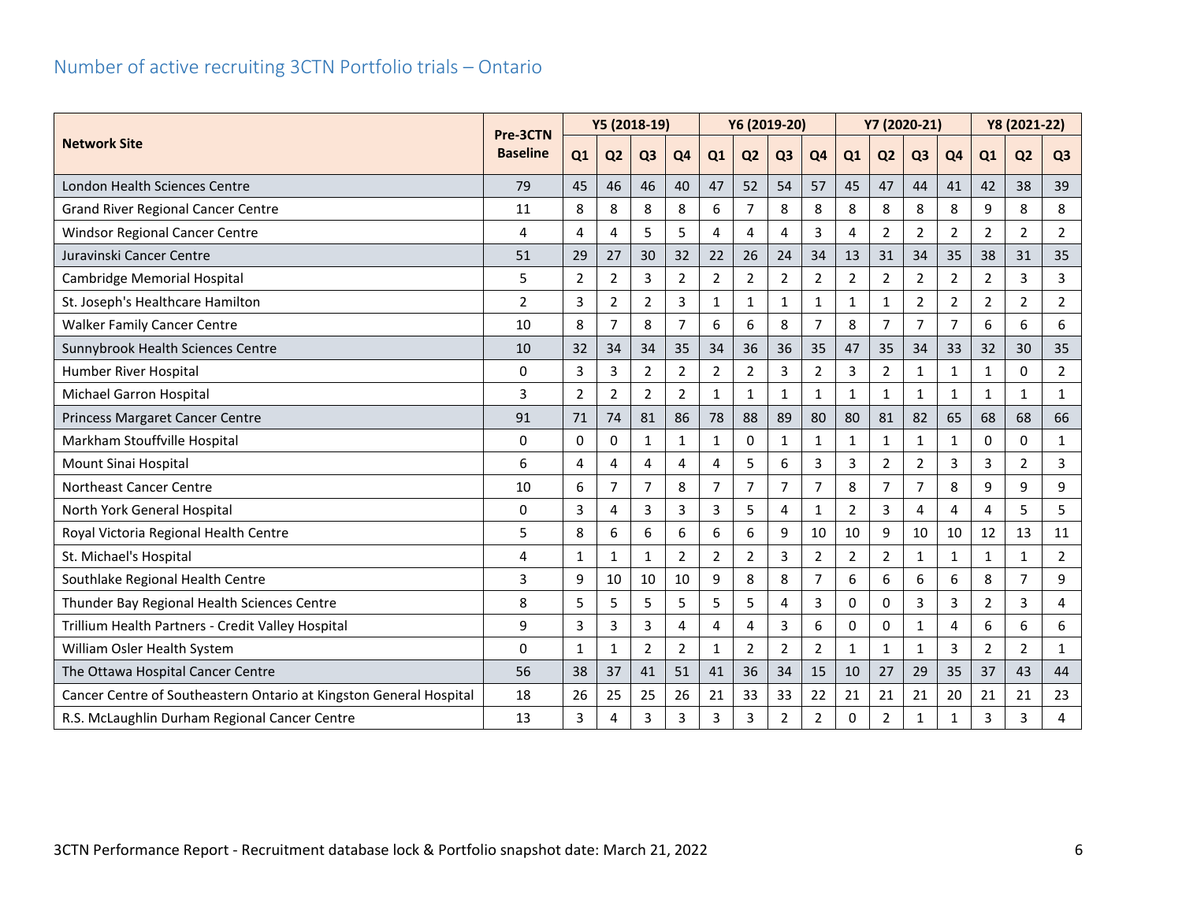## Number of active recruiting 3CTN Portfolio trials – Ontario

| Network Site | Pre-3CTN Baseline | Y5 (2018-19) | | | | Y6 (2019-20) | | | | Y7 (2020-21) | | | | Y8 (2021-22) | | |
|---|---|---|---|---|---|---|---|---|---|---|---|---|---|---|---|---|
| | | Q1 | Q2 | Q3 | Q4 | Q1 | Q2 | Q3 | Q4 | Q1 | Q2 | Q3 | Q4 | Q1 | Q2 | Q3 |
| London Health Sciences Centre | 79 | 45 | 46 | 46 | 40 | 47 | 52 | 54 | 57 | 45 | 47 | 44 | 41 | 42 | 38 | 39 |
| Grand River Regional Cancer Centre | 11 | 8 | 8 | 8 | 8 | 6 | 7 | 8 | 8 | 8 | 8 | 8 | 8 | 9 | 8 | 8 |
| Windsor Regional Cancer Centre | 4 | 4 | 4 | 5 | 5 | 4 | 4 | 4 | 3 | 4 | 2 | 2 | 2 | 2 | 2 | 2 |
| Juravinski Cancer Centre | 51 | 29 | 27 | 30 | 32 | 22 | 26 | 24 | 34 | 13 | 31 | 34 | 35 | 38 | 31 | 35 |
| Cambridge Memorial Hospital | 5 | 2 | 2 | 3 | 2 | 2 | 2 | 2 | 2 | 2 | 2 | 2 | 2 | 2 | 3 | 3 |
| St. Joseph's Healthcare Hamilton | 2 | 3 | 2 | 2 | 3 | 1 | 1 | 1 | 1 | 1 | 1 | 2 | 2 | 2 | 2 | 2 |
| Walker Family Cancer Centre | 10 | 8 | 7 | 8 | 7 | 6 | 6 | 8 | 7 | 8 | 7 | 7 | 7 | 6 | 6 | 6 |
| Sunnybrook Health Sciences Centre | 10 | 32 | 34 | 34 | 35 | 34 | 36 | 36 | 35 | 47 | 35 | 34 | 33 | 32 | 30 | 35 |
| Humber River Hospital | 0 | 3 | 3 | 2 | 2 | 2 | 2 | 3 | 2 | 3 | 2 | 1 | 1 | 1 | 0 | 2 |
| Michael Garron Hospital | 3 | 2 | 2 | 2 | 2 | 1 | 1 | 1 | 1 | 1 | 1 | 1 | 1 | 1 | 1 | 1 |
| Princess Margaret Cancer Centre | 91 | 71 | 74 | 81 | 86 | 78 | 88 | 89 | 80 | 80 | 81 | 82 | 65 | 68 | 68 | 66 |
| Markham Stouffville Hospital | 0 | 0 | 0 | 1 | 1 | 1 | 0 | 1 | 1 | 1 | 1 | 1 | 1 | 0 | 0 | 1 |
| Mount Sinai Hospital | 6 | 4 | 4 | 4 | 4 | 4 | 5 | 6 | 3 | 3 | 2 | 2 | 3 | 3 | 2 | 3 |
| Northeast Cancer Centre | 10 | 6 | 7 | 7 | 8 | 7 | 7 | 7 | 7 | 8 | 7 | 7 | 8 | 9 | 9 | 9 |
| North York General Hospital | 0 | 3 | 4 | 3 | 3 | 3 | 5 | 4 | 1 | 2 | 3 | 4 | 4 | 4 | 5 | 5 |
| Royal Victoria Regional Health Centre | 5 | 8 | 6 | 6 | 6 | 6 | 6 | 9 | 10 | 10 | 9 | 10 | 10 | 12 | 13 | 11 |
| St. Michael's Hospital | 4 | 1 | 1 | 1 | 2 | 2 | 2 | 3 | 2 | 2 | 2 | 1 | 1 | 1 | 1 | 2 |
| Southlake Regional Health Centre | 3 | 9 | 10 | 10 | 10 | 9 | 8 | 8 | 7 | 6 | 6 | 6 | 6 | 8 | 7 | 9 |
| Thunder Bay Regional Health Sciences Centre | 8 | 5 | 5 | 5 | 5 | 5 | 5 | 4 | 3 | 0 | 0 | 3 | 3 | 2 | 3 | 4 |
| Trillium Health Partners - Credit Valley Hospital | 9 | 3 | 3 | 3 | 4 | 4 | 4 | 3 | 6 | 0 | 0 | 1 | 4 | 6 | 6 | 6 |
| William Osler Health System | 0 | 1 | 1 | 2 | 2 | 1 | 2 | 2 | 2 | 1 | 1 | 1 | 3 | 2 | 2 | 1 |
| The Ottawa Hospital Cancer Centre | 56 | 38 | 37 | 41 | 51 | 41 | 36 | 34 | 15 | 10 | 27 | 29 | 35 | 37 | 43 | 44 |
| Cancer Centre of Southeastern Ontario at Kingston General Hospital | 18 | 26 | 25 | 25 | 26 | 21 | 33 | 33 | 22 | 21 | 21 | 21 | 20 | 21 | 21 | 23 |
| R.S. McLaughlin Durham Regional Cancer Centre | 13 | 3 | 4 | 3 | 3 | 3 | 3 | 2 | 2 | 0 | 2 | 1 | 1 | 3 | 3 | 4 |

3CTN Performance Report - Recruitment database lock & Portfolio snapshot date: March 21, 2022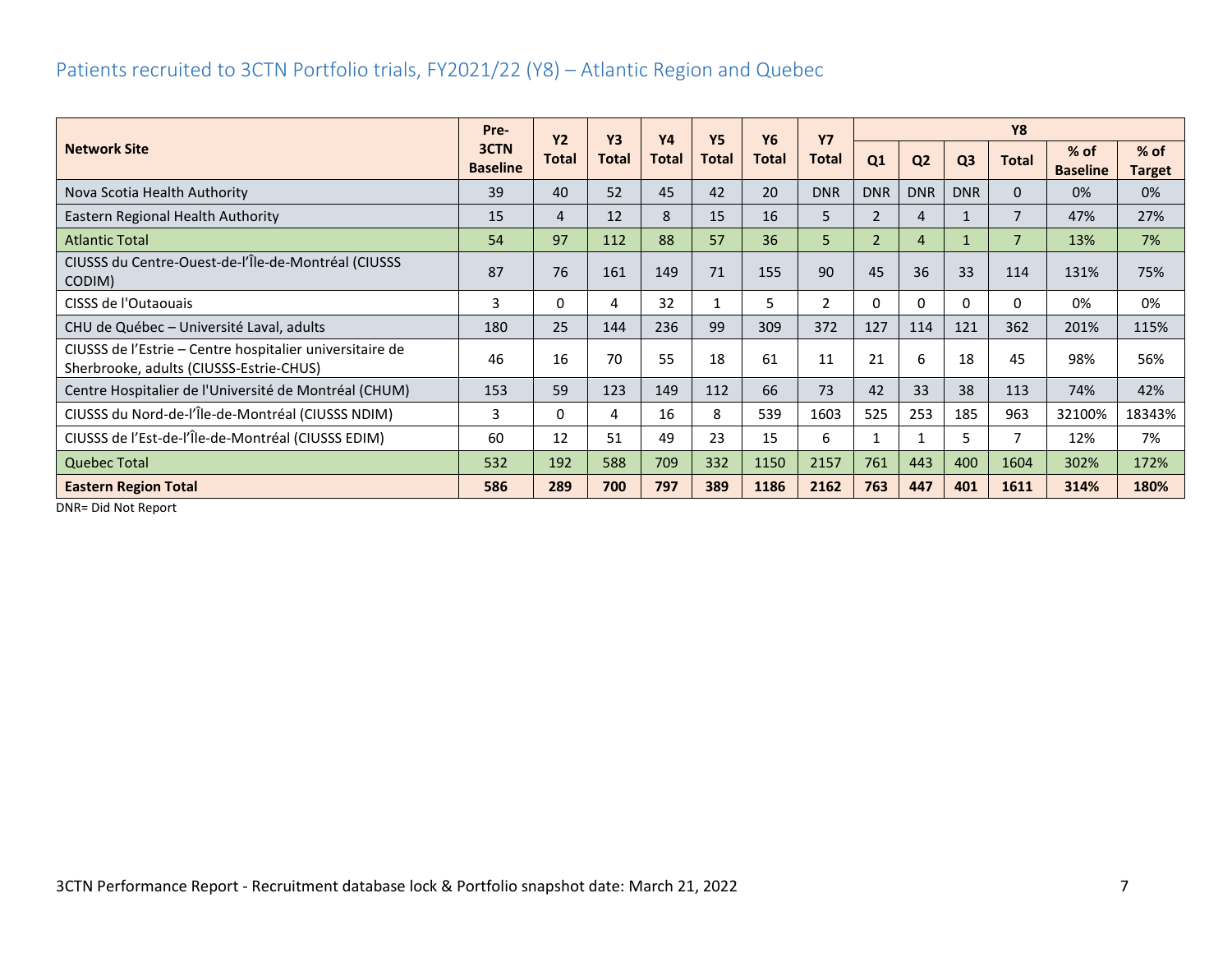## Patients recruited to 3CTN Portfolio trials, FY2021/22 (Y8) – Atlantic Region and Quebec

| Network Site | Pre-3CTN Baseline | Y2 Total | Y3 Total | Y4 Total | Y5 Total | Y6 Total | Y7 Total | Y8 | | | | | |
|---|---|---|---|---|---|---|---|---|---|---|---|---|---|
| | | | | | | | | Q1 | Q2 | Q3 | Total | % of Baseline | % of Target |
| Nova Scotia Health Authority | 39 | 40 | 52 | 45 | 42 | 20 | DNR | DNR | DNR | DNR | 0 | 0% | 0% |
| Eastern Regional Health Authority | 15 | 4 | 12 | 8 | 15 | 16 | 5 | 2 | 4 | 1 | 7 | 47% | 27% |
| Atlantic Total | 54 | 97 | 112 | 88 | 57 | 36 | 5 | 2 | 4 | 1 | 7 | 13% | 7% |
| CIUSSS du Centre-Ouest-de-l'Île-de-Montréal (CIUSSS CODIM) | 87 | 76 | 161 | 149 | 71 | 155 | 90 | 45 | 36 | 33 | 114 | 131% | 75% |
| CISSS de l'Outaouais | 3 | 0 | 4 | 32 | 1 | 5 | 2 | 0 | 0 | 0 | 0 | 0% | 0% |
| CHU de Québec – Université Laval, adults | 180 | 25 | 144 | 236 | 99 | 309 | 372 | 127 | 114 | 121 | 362 | 201% | 115% |
| CIUSSS de l'Estrie – Centre hospitalier universitaire de Sherbrooke, adults (CIUSSS-Estrie-CHUS) | 46 | 16 | 70 | 55 | 18 | 61 | 11 | 21 | 6 | 18 | 45 | 98% | 56% |
| Centre Hospitalier de l'Université de Montréal (CHUM) | 153 | 59 | 123 | 149 | 112 | 66 | 73 | 42 | 33 | 38 | 113 | 74% | 42% |
| CIUSSS du Nord-de-l'Île-de-Montréal (CIUSSS NDIM) | 3 | 0 | 4 | 16 | 8 | 539 | 1603 | 525 | 253 | 185 | 963 | 32100% | 18343% |
| CIUSSS de l'Est-de-l'Île-de-Montréal (CIUSSS EDIM) | 60 | 12 | 51 | 49 | 23 | 15 | 6 | 1 | 1 | 5 | 7 | 12% | 7% |
| Quebec Total | 532 | 192 | 588 | 709 | 332 | 1150 | 2157 | 761 | 443 | 400 | 1604 | 302% | 172% |
| **Eastern Region Total** | **586** | **289** | **700** | **797** | **389** | **1186** | **2162** | **763** | **447** | **401** | **1611** | **314%** | **180%** |

DNR= Did Not Report

3CTN Performance Report - Recruitment database lock & Portfolio snapshot date: March 21, 2022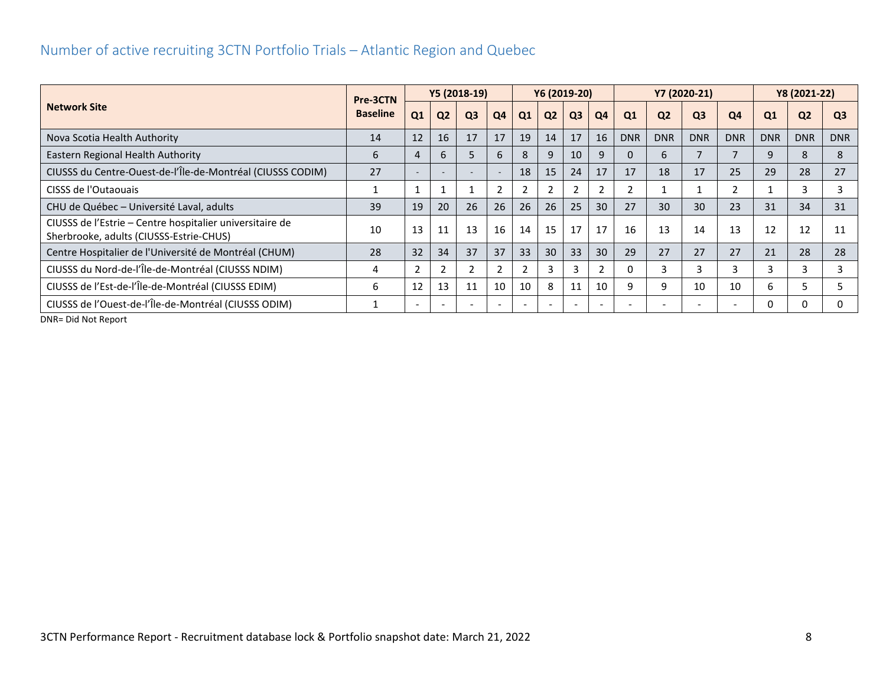## Number of active recruiting 3CTN Portfolio Trials – Atlantic Region and Quebec

| Network Site | Pre-3CTN Baseline | Y5 (2018-19) | | | | Y6 (2019-20) | | | | Y7 (2020-21) | | | | Y8 (2021-22) | | |
|---|---|---|---|---|---|---|---|---|---|---|---|---|---|---|---|---|
| | | Q1 | Q2 | Q3 | Q4 | Q1 | Q2 | Q3 | Q4 | Q1 | Q2 | Q3 | Q4 | Q1 | Q2 | Q3 |
| Nova Scotia Health Authority | 14 | 12 | 16 | 17 | 17 | 19 | 14 | 17 | 16 | DNR | DNR | DNR | DNR | DNR | DNR | DNR |
| Eastern Regional Health Authority | 6 | 4 | 6 | 5 | 6 | 8 | 9 | 10 | 9 | 0 | 6 | 7 | 7 | 9 | 8 | 8 |
| CIUSSS du Centre-Ouest-de-l'Île-de-Montréal (CIUSSS CODIM) | 27 | - | - | - | - | 18 | 15 | 24 | 17 | 17 | 18 | 17 | 25 | 29 | 28 | 27 |
| CISSS de l'Outaouais | 1 | 1 | 1 | 1 | 2 | 2 | 2 | 2 | 2 | 2 | 1 | 1 | 2 | 1 | 3 | 3 |
| CHU de Québec – Université Laval, adults | 39 | 19 | 20 | 26 | 26 | 26 | 26 | 25 | 30 | 27 | 30 | 30 | 23 | 31 | 34 | 31 |
| CIUSSS de l'Estrie – Centre hospitalier universitaire de Sherbrooke, adults (CIUSSS-Estrie-CHUS) | 10 | 13 | 11 | 13 | 16 | 14 | 15 | 17 | 17 | 16 | 13 | 14 | 13 | 12 | 12 | 11 |
| Centre Hospitalier de l'Université de Montréal (CHUM) | 28 | 32 | 34 | 37 | 37 | 33 | 30 | 33 | 30 | 29 | 27 | 27 | 27 | 21 | 28 | 28 |
| CIUSSS du Nord-de-l'Île-de-Montréal (CIUSSS NDIM) | 4 | 2 | 2 | 2 | 2 | 2 | 3 | 3 | 2 | 0 | 3 | 3 | 3 | 3 | 3 | 3 |
| CIUSSS de l'Est-de-l'Île-de-Montréal (CIUSSS EDIM) | 6 | 12 | 13 | 11 | 10 | 10 | 8 | 11 | 10 | 9 | 9 | 10 | 10 | 6 | 5 | 5 |
| CIUSSS de l'Ouest-de-l'Île-de-Montréal (CIUSSS ODIM) | 1 | - | - | - | - | - | - | - | - | - | - | - | - | 0 | 0 | 0 |

DNR= Did Not Report

3CTN Performance Report - Recruitment database lock & Portfolio snapshot date: March 21, 2022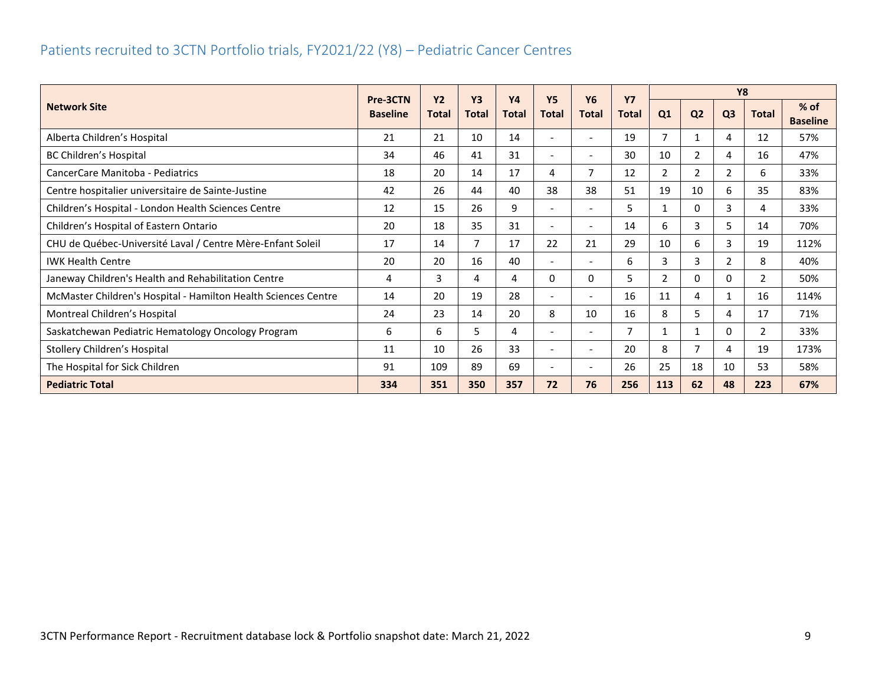## Patients recruited to 3CTN Portfolio trials, FY2021/22 (Y8) – Pediatric Cancer Centres

| Network Site | Pre-3CTN Baseline | Y2 Total | Y3 Total | Y4 Total | Y5 Total | Y6 Total | Y7 Total | Y8 | | | | |
|---|---|---|---|---|---|---|---|---|---|---|---|---|
| | | | | | | | | Q1 | Q2 | Q3 | Total | % of Baseline |
| Alberta Children's Hospital | 21 | 21 | 10 | 14 | - | - | 19 | 7 | 1 | 4 | 12 | 57% |
| BC Children's Hospital | 34 | 46 | 41 | 31 | - | - | 30 | 10 | 2 | 4 | 16 | 47% |
| CancerCare Manitoba - Pediatrics | 18 | 20 | 14 | 17 | 4 | 7 | 12 | 2 | 2 | 2 | 6 | 33% |
| Centre hospitalier universitaire de Sainte-Justine | 42 | 26 | 44 | 40 | 38 | 38 | 51 | 19 | 10 | 6 | 35 | 83% |
| Children's Hospital - London Health Sciences Centre | 12 | 15 | 26 | 9 | - | - | 5 | 1 | 0 | 3 | 4 | 33% |
| Children's Hospital of Eastern Ontario | 20 | 18 | 35 | 31 | - | - | 14 | 6 | 3 | 5 | 14 | 70% |
| CHU de Québec-Université Laval / Centre Mère-Enfant Soleil | 17 | 14 | 7 | 17 | 22 | 21 | 29 | 10 | 6 | 3 | 19 | 112% |
| IWK Health Centre | 20 | 20 | 16 | 40 | - | - | 6 | 3 | 3 | 2 | 8 | 40% |
| Janeway Children's Health and Rehabilitation Centre | 4 | 3 | 4 | 4 | 0 | 0 | 5 | 2 | 0 | 0 | 2 | 50% |
| McMaster Children's Hospital - Hamilton Health Sciences Centre | 14 | 20 | 19 | 28 | - | - | 16 | 11 | 4 | 1 | 16 | 114% |
| Montreal Children's Hospital | 24 | 23 | 14 | 20 | 8 | 10 | 16 | 8 | 5 | 4 | 17 | 71% |
| Saskatchewan Pediatric Hematology Oncology Program | 6 | 6 | 5 | 4 | - | - | 7 | 1 | 1 | 0 | 2 | 33% |
| Stollery Children's Hospital | 11 | 10 | 26 | 33 | - | - | 20 | 8 | 7 | 4 | 19 | 173% |
| The Hospital for Sick Children | 91 | 109 | 89 | 69 | - | - | 26 | 25 | 18 | 10 | 53 | 58% |
| **Pediatric Total** | **334** | **351** | **350** | **357** | **72** | **76** | **256** | **113** | **62** | **48** | **223** | **67%** |

3CTN Performance Report - Recruitment database lock & Portfolio snapshot date: March 21, 2022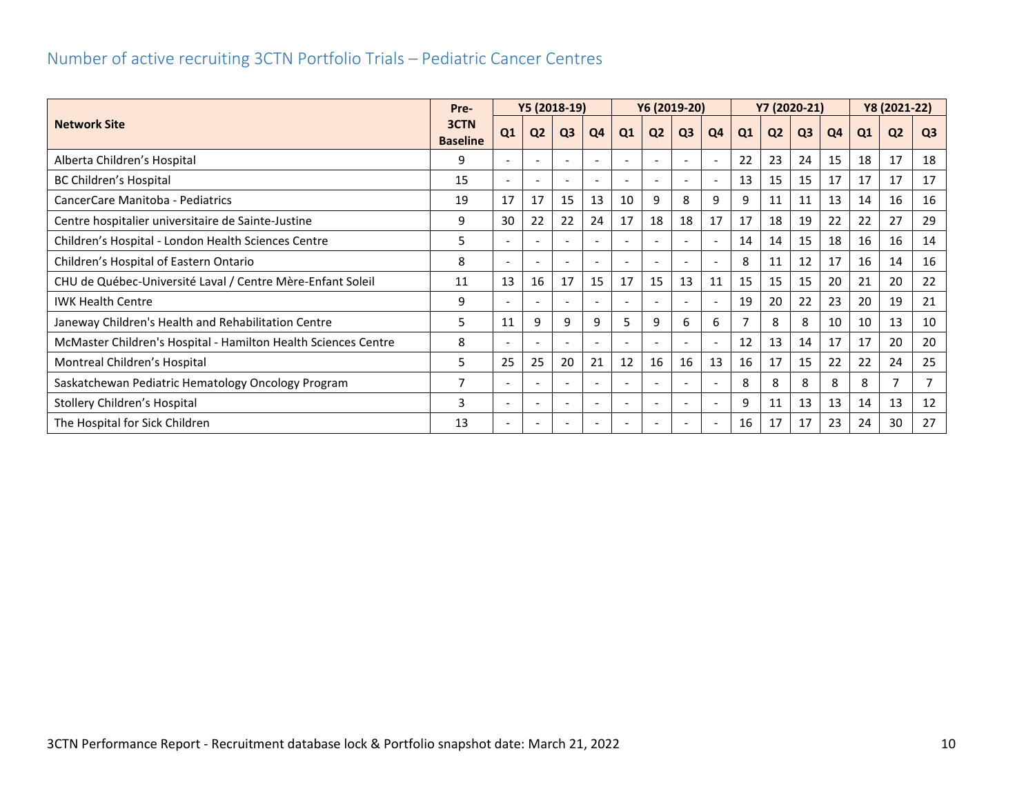## Number of active recruiting 3CTN Portfolio Trials – Pediatric Cancer Centres

| Network Site | Pre-3CTN Baseline | Y5 (2018-19) | | | | Y6 (2019-20) | | | | Y7 (2020-21) | | | | Y8 (2021-22) | | |
|---|---|---|---|---|---|---|---|---|---|---|---|---|---|---|---|---|
| | | Q1 | Q2 | Q3 | Q4 | Q1 | Q2 | Q3 | Q4 | Q1 | Q2 | Q3 | Q4 | Q1 | Q2 | Q3 |
| Alberta Children’s Hospital | 9 | - | - | - | - | - | - | - | - | 22 | 23 | 24 | 15 | 18 | 17 | 18 |
| BC Children’s Hospital | 15 | - | - | - | - | - | - | - | - | 13 | 15 | 15 | 17 | 17 | 17 | 17 |
| CancerCare Manitoba - Pediatrics | 19 | 17 | 17 | 15 | 13 | 10 | 9 | 8 | 9 | 9 | 11 | 11 | 13 | 14 | 16 | 16 |
| Centre hospitalier universitaire de Sainte-Justine | 9 | 30 | 22 | 22 | 24 | 17 | 18 | 18 | 17 | 17 | 18 | 19 | 22 | 22 | 27 | 29 |
| Children’s Hospital - London Health Sciences Centre | 5 | - | - | - | - | - | - | - | - | 14 | 14 | 15 | 18 | 16 | 16 | 14 |
| Children’s Hospital of Eastern Ontario | 8 | - | - | - | - | - | - | - | - | 8 | 11 | 12 | 17 | 16 | 14 | 16 |
| CHU de Québec-Université Laval / Centre Mère-Enfant Soleil | 11 | 13 | 16 | 17 | 15 | 17 | 15 | 13 | 11 | 15 | 15 | 15 | 20 | 21 | 20 | 22 |
| IWK Health Centre | 9 | - | - | - | - | - | - | - | - | 19 | 20 | 22 | 23 | 20 | 19 | 21 |
| Janeway Children's Health and Rehabilitation Centre | 5 | 11 | 9 | 9 | 9 | 5 | 9 | 6 | 6 | 7 | 8 | 8 | 10 | 10 | 13 | 10 |
| McMaster Children's Hospital - Hamilton Health Sciences Centre | 8 | - | - | - | - | - | - | - | - | 12 | 13 | 14 | 17 | 17 | 20 | 20 |
| Montreal Children’s Hospital | 5 | 25 | 25 | 20 | 21 | 12 | 16 | 16 | 13 | 16 | 17 | 15 | 22 | 22 | 24 | 25 |
| Saskatchewan Pediatric Hematology Oncology Program | 7 | - | - | - | - | - | - | - | - | 8 | 8 | 8 | 8 | 8 | 7 | 7 |
| Stollery Children’s Hospital | 3 | - | - | - | - | - | - | - | - | 9 | 11 | 13 | 13 | 14 | 13 | 12 |
| The Hospital for Sick Children | 13 | - | - | - | - | - | - | - | - | 16 | 17 | 17 | 23 | 24 | 30 | 27 |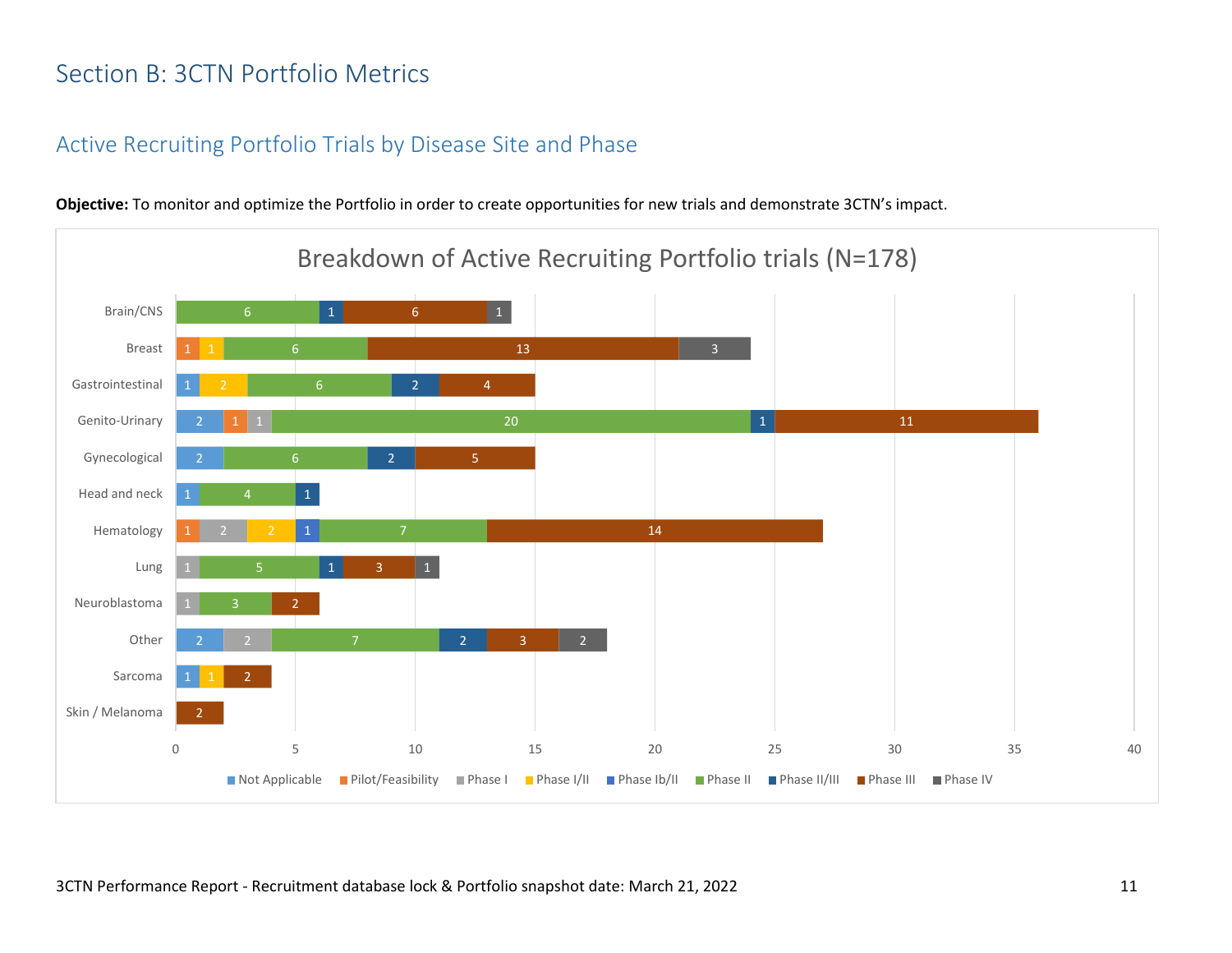# Section B: 3CTN Portfolio Metrics

## Active Recruiting Portfolio Trials by Disease Site and Phase

**Objective:** To monitor and optimize the Portfolio in order to create opportunities for new trials and demonstrate 3CTN's impact.

### Breakdown of Active Recruiting Portfolio trials (N=178)

| Disease Site | Not Applicable | Pilot/Feasibility | Phase I | Phase I/II | Phase Ib/II | Phase II | Phase II/III | Phase III | Phase IV |
|---|---|---|---|---|---|---|---|---|---|
| Brain/CNS | | | | | | 6 | 1 | 6 | 1 |
| Breast | | 1 | | 1 | | 6 | | 13 | 3 |
| Gastrointestinal | 1 | | | 2 | | 6 | 2 | 4 | |
| Genito-Urinary | 2 | 1 | 1 | | | 20 | 1 | 11 | |
| Gynecological | 2 | | | | | 6 | 2 | 5 | |
| Head and neck | 1 | | | | | 4 | 1 | | |
| Hematology | | 1 | 2 | 2 | 1 | 7 | | 14 | |
| Lung | | | 1 | | | 5 | 1 | 3 | 1 |
| Neuroblastoma | | | 1 | | | 3 | | 2 | |
| Other | 2 | | 2 | | | 7 | 2 | 3 | 2 |
| Sarcoma | 1 | | | 1 | | | | 2 | |
| Skin / Melanoma | | | | | | | | 2 | |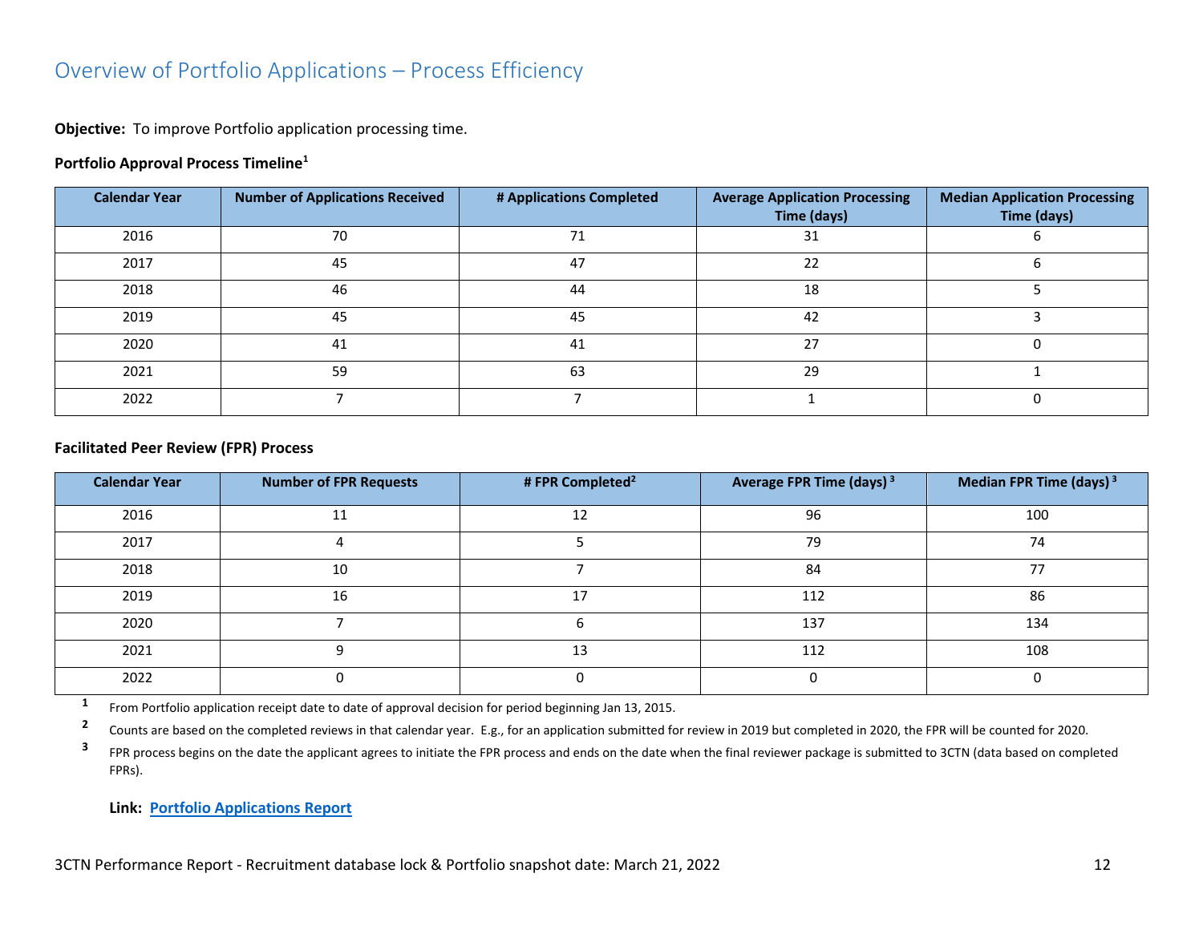## Overview of Portfolio Applications – Process Efficiency

**Objective:** To improve Portfolio application processing time.

**Portfolio Approval Process Timeline[1]**

| Calendar Year | Number of Applications Received | # Applications Completed | Average Application Processing Time (days) | Median Application Processing Time (days) |
|---|---|---|---|---|
| 2016 | 70 | 71 | 31 | 6 |
| 2017 | 45 | 47 | 22 | 6 |
| 2018 | 46 | 44 | 18 | 5 |
| 2019 | 45 | 45 | 42 | 3 |
| 2020 | 41 | 41 | 27 | 0 |
| 2021 | 59 | 63 | 29 | 1 |
| 2022 | 7 | 7 | 1 | 0 |

**Facilitated Peer Review (FPR) Process**

| Calendar Year | Number of FPR Requests | # FPR Completed[2] | Average FPR Time (days) [3] | Median FPR Time (days) [3] |
|---|---|---|---|---|
| 2016 | 11 | 12 | 96 | 100 |
| 2017 | 4 | 5 | 79 | 74 |
| 2018 | 10 | 7 | 84 | 77 |
| 2019 | 16 | 17 | 112 | 86 |
| 2020 | 7 | 6 | 137 | 134 |
| 2021 | 9 | 13 | 112 | 108 |
| 2022 | 0 | 0 | 0 | 0 |

[1] From Portfolio application receipt date to date of approval decision for period beginning Jan 13, 2015.

[2] Counts are based on the completed reviews in that calendar year. E.g., for an application submitted for review in 2019 but completed in 2020, the FPR will be counted for 2020.

[3] FPR process begins on the date the applicant agrees to initiate the FPR process and ends on the date when the final reviewer package is submitted to 3CTN (data based on completed FPRs).

**Link: Portfolio Applications Report**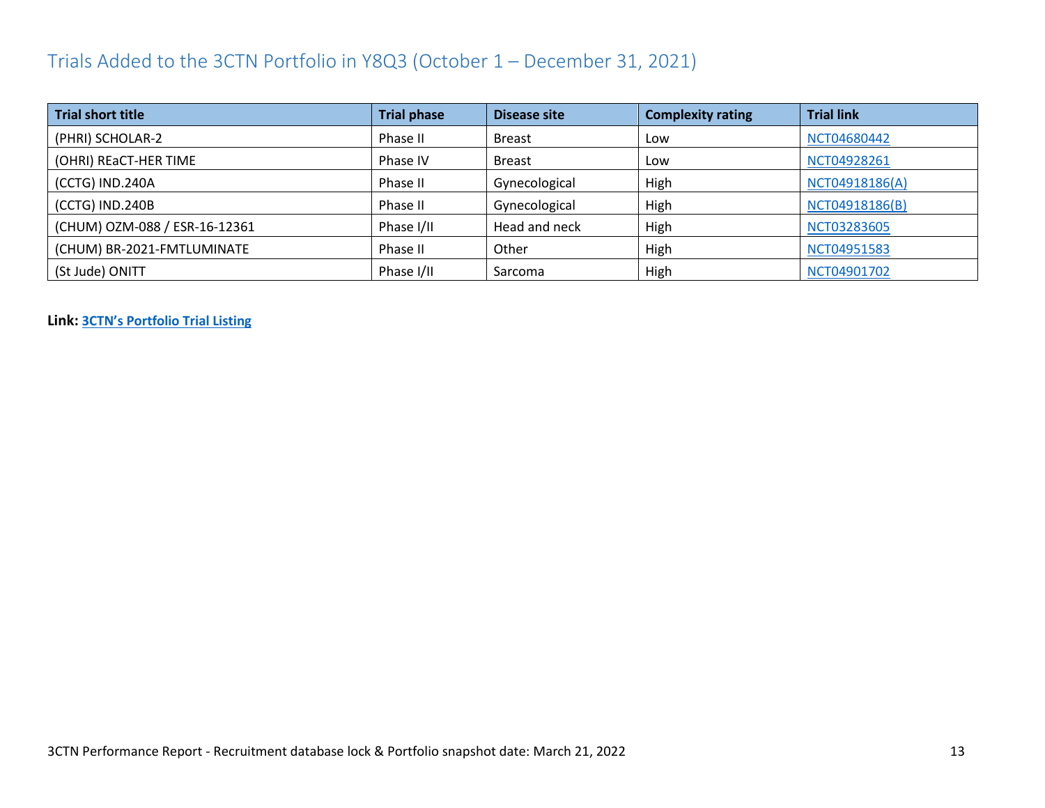## Trials Added to the 3CTN Portfolio in Y8Q3 (October 1 – December 31, 2021)

| Trial short title | Trial phase | Disease site | Complexity rating | Trial link |
|---|---|---|---|---|
| (PHRI) SCHOLAR-2 | Phase II | Breast | Low | NCT04680442 |
| (OHRI) REaCT-HER TIME | Phase IV | Breast | Low | NCT04928261 |
| (CCTG) IND.240A | Phase II | Gynecological | High | NCT04918186(A) |
| (CCTG) IND.240B | Phase II | Gynecological | High | NCT04918186(B) |
| (CHUM) OZM-088 / ESR-16-12361 | Phase I/II | Head and neck | High | NCT03283605 |
| (CHUM) BR-2021-FMTLUMINATE | Phase II | Other | High | NCT04951583 |
| (St Jude) ONITT | Phase I/II | Sarcoma | High | NCT04901702 |

**Link: 3CTN's Portfolio Trial Listing**